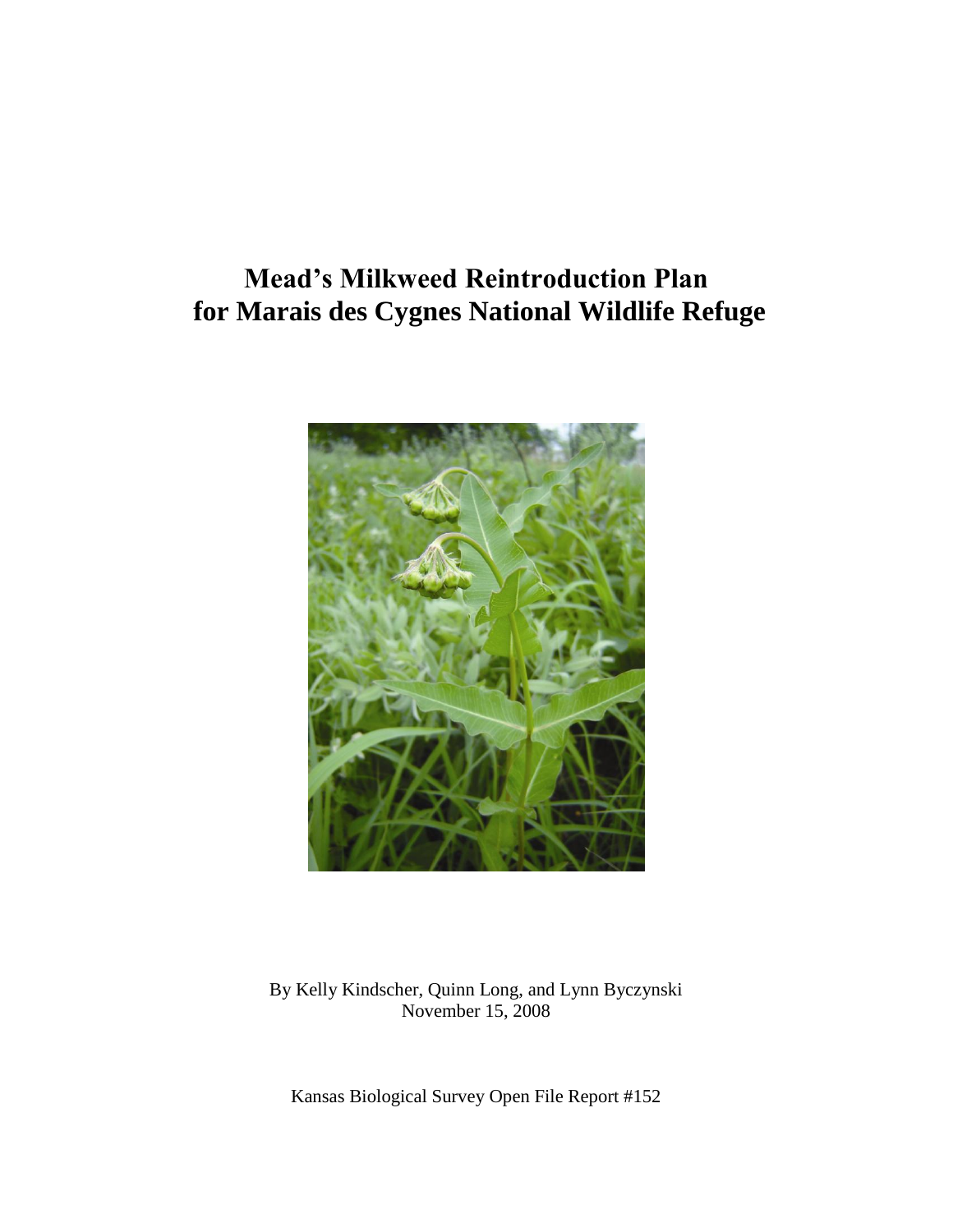# Mead's Milkweed Reintroduction Plan for Marais des Cygnes National Wildlife Refuge

By Kelly Kindscher, Quinn Long, and Lynn Byczynski
November 15, 2008

Kansas Biological Survey Open File Report #152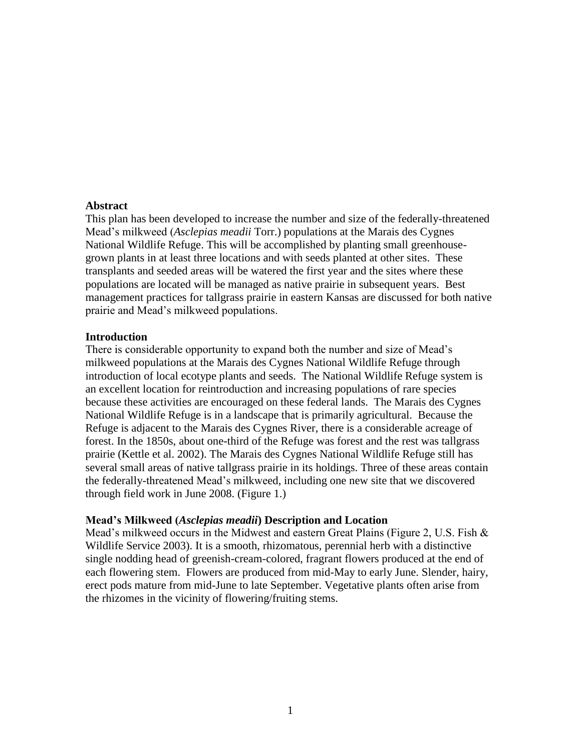**Abstract**

This plan has been developed to increase the number and size of the federally-threatened Mead's milkweed (*Asclepias meadii* Torr.) populations at the Marais des Cygnes National Wildlife Refuge. This will be accomplished by planting small greenhouse-grown plants in at least three locations and with seeds planted at other sites. These transplants and seeded areas will be watered the first year and the sites where these populations are located will be managed as native prairie in subsequent years. Best management practices for tallgrass prairie in eastern Kansas are discussed for both native prairie and Mead's milkweed populations.

**Introduction**

There is considerable opportunity to expand both the number and size of Mead's milkweed populations at the Marais des Cygnes National Wildlife Refuge through introduction of local ecotype plants and seeds. The National Wildlife Refuge system is an excellent location for reintroduction and increasing populations of rare species because these activities are encouraged on these federal lands. The Marais des Cygnes National Wildlife Refuge is in a landscape that is primarily agricultural. Because the Refuge is adjacent to the Marais des Cygnes River, there is a considerable acreage of forest. In the 1850s, about one-third of the Refuge was forest and the rest was tallgrass prairie (Kettle et al. 2002). The Marais des Cygnes National Wildlife Refuge still has several small areas of native tallgrass prairie in its holdings. Three of these areas contain the federally-threatened Mead's milkweed, including one new site that we discovered through field work in June 2008. (Figure 1.)

**Mead's Milkweed (*Asclepias meadii*) Description and Location**

Mead's milkweed occurs in the Midwest and eastern Great Plains (Figure 2, U.S. Fish & Wildlife Service 2003). It is a smooth, rhizomatous, perennial herb with a distinctive single nodding head of greenish-cream-colored, fragrant flowers produced at the end of each flowering stem. Flowers are produced from mid-May to early June. Slender, hairy, erect pods mature from mid-June to late September. Vegetative plants often arise from the rhizomes in the vicinity of flowering/fruiting stems.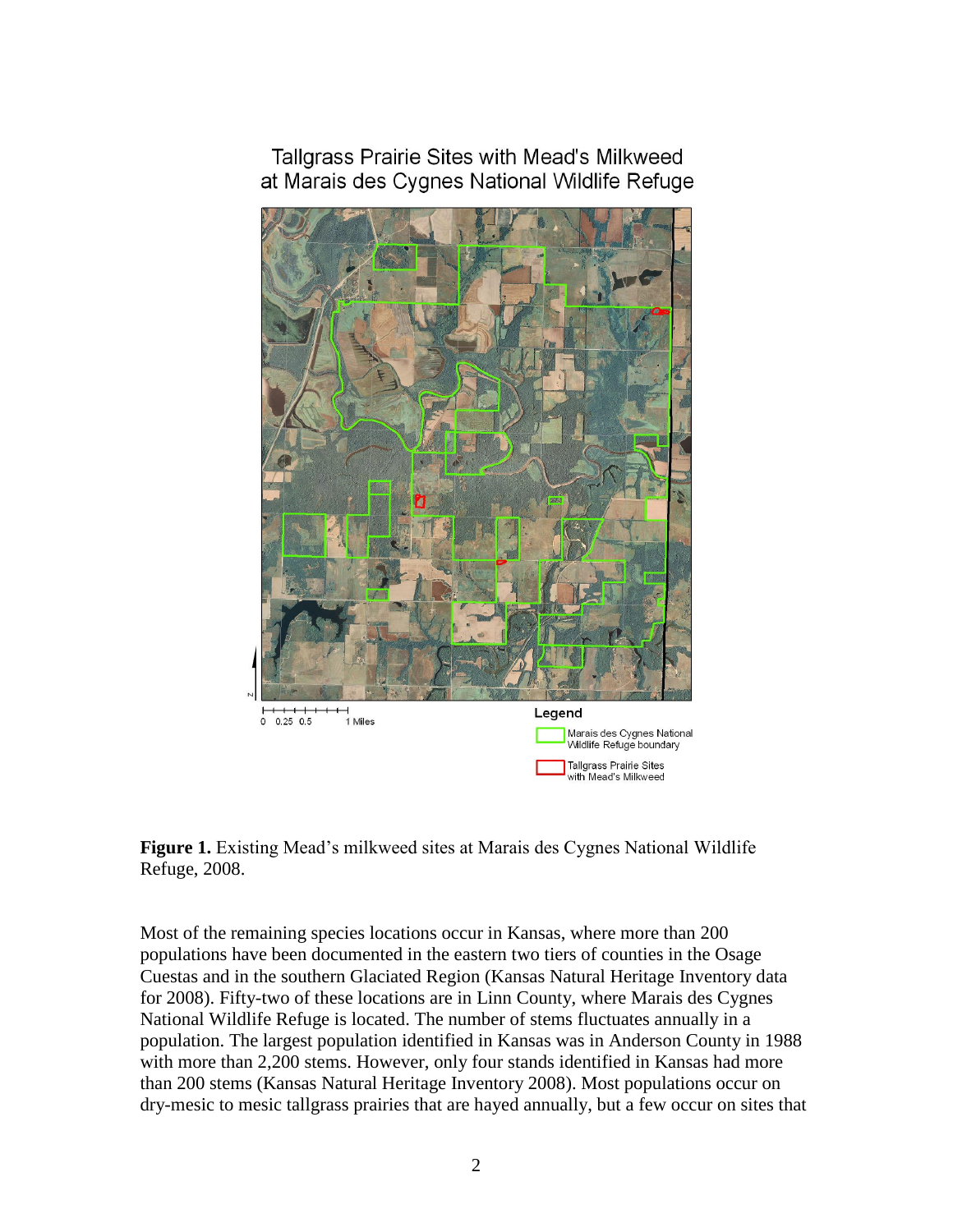Tallgrass Prairie Sites with Mead's Milkweed
at Marais des Cygnes National Wildlife Refuge

0 0.25 0.5 1 Miles

Legend

Marais des Cygnes National Wildlife Refuge boundary

Tallgrass Prairie Sites with Mead's Milkweed

**Figure 1.** Existing Mead's milkweed sites at Marais des Cygnes National Wildlife Refuge, 2008.

Most of the remaining species locations occur in Kansas, where more than 200 populations have been documented in the eastern two tiers of counties in the Osage Cuestas and in the southern Glaciated Region (Kansas Natural Heritage Inventory data for 2008). Fifty-two of these locations are in Linn County, where Marais des Cygnes National Wildlife Refuge is located. The number of stems fluctuates annually in a population. The largest population identified in Kansas was in Anderson County in 1988 with more than 2,200 stems. However, only four stands identified in Kansas had more than 200 stems (Kansas Natural Heritage Inventory 2008). Most populations occur on dry-mesic to mesic tallgrass prairies that are hayed annually, but a few occur on sites that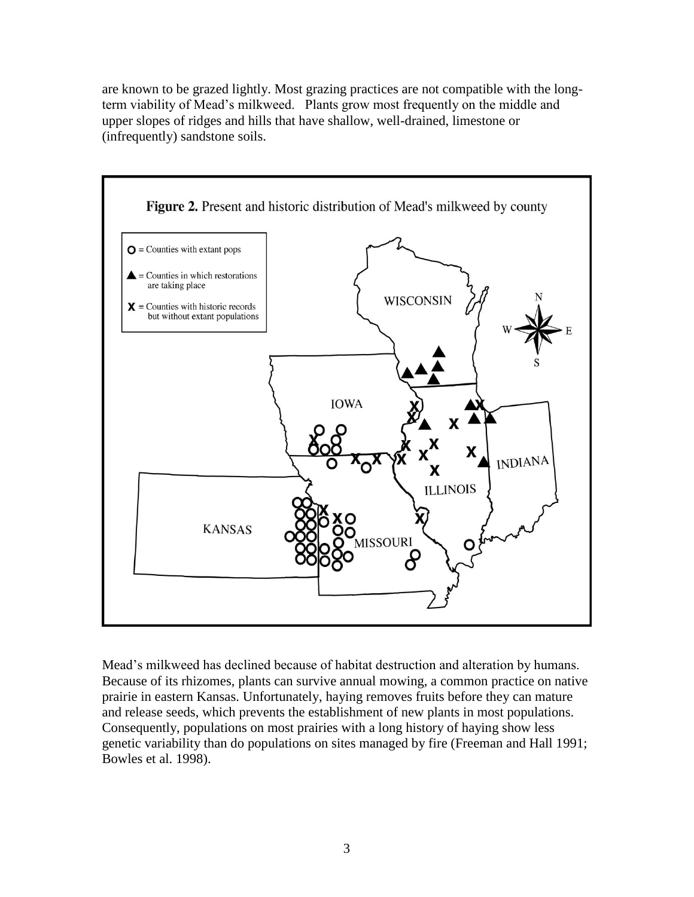are known to be grazed lightly. Most grazing practices are not compatible with the long-term viability of Mead's milkweed. Plants grow most frequently on the middle and upper slopes of ridges and hills that have shallow, well-drained, limestone or (infrequently) sandstone soils.

**Figure 2.** Present and historic distribution of Mead's milkweed by county

Mead's milkweed has declined because of habitat destruction and alteration by humans. Because of its rhizomes, plants can survive annual mowing, a common practice on native prairie in eastern Kansas. Unfortunately, haying removes fruits before they can mature and release seeds, which prevents the establishment of new plants in most populations. Consequently, populations on most prairies with a long history of haying show less genetic variability than do populations on sites managed by fire (Freeman and Hall 1991; Bowles et al. 1998).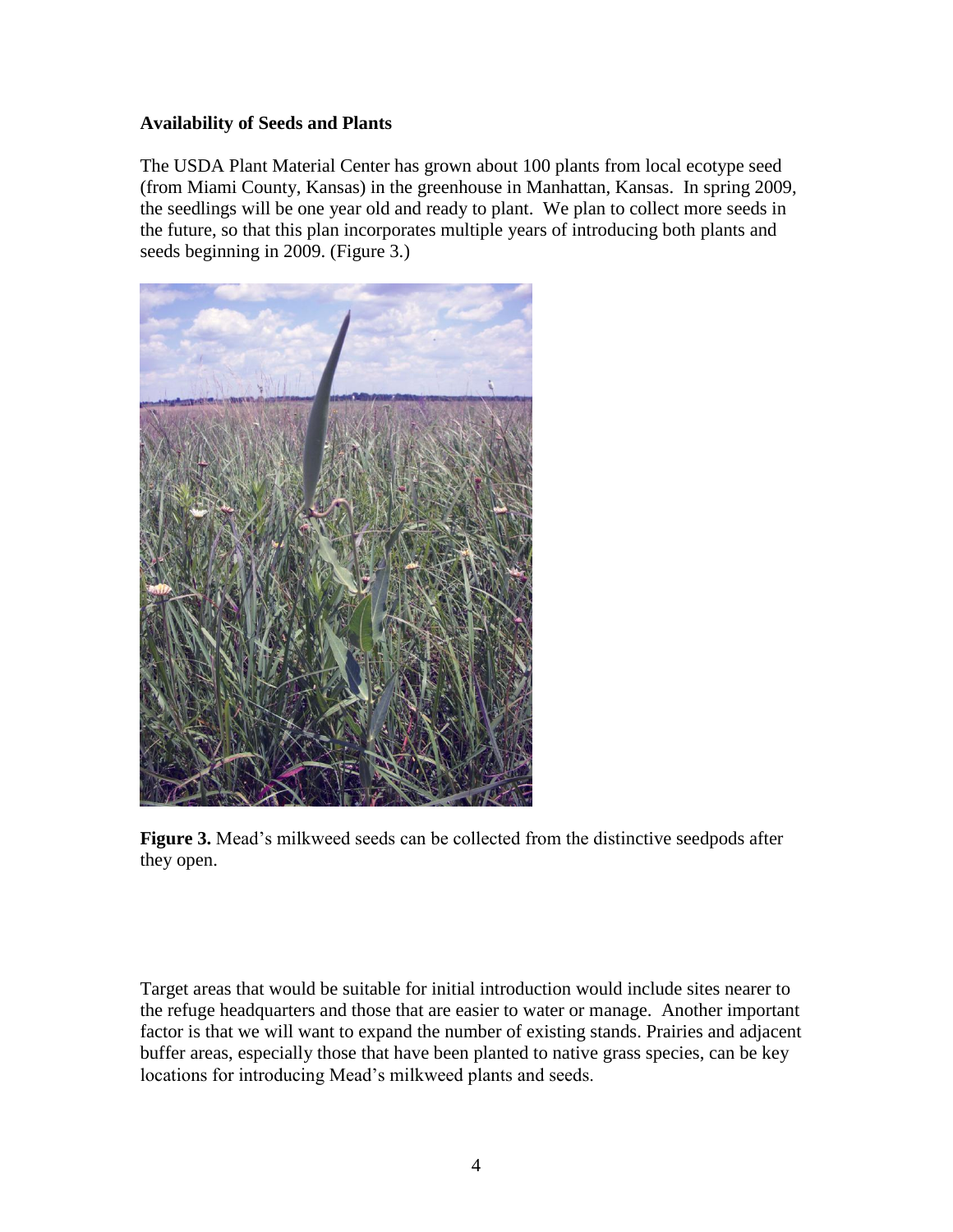**Availability of Seeds and Plants**

The USDA Plant Material Center has grown about 100 plants from local ecotype seed (from Miami County, Kansas) in the greenhouse in Manhattan, Kansas. In spring 2009, the seedlings will be one year old and ready to plant. We plan to collect more seeds in the future, so that this plan incorporates multiple years of introducing both plants and seeds beginning in 2009. (Figure 3.)

**Figure 3.** Mead's milkweed seeds can be collected from the distinctive seedpods after they open.

Target areas that would be suitable for initial introduction would include sites nearer to the refuge headquarters and those that are easier to water or manage. Another important factor is that we will want to expand the number of existing stands. Prairies and adjacent buffer areas, especially those that have been planted to native grass species, can be key locations for introducing Mead's milkweed plants and seeds.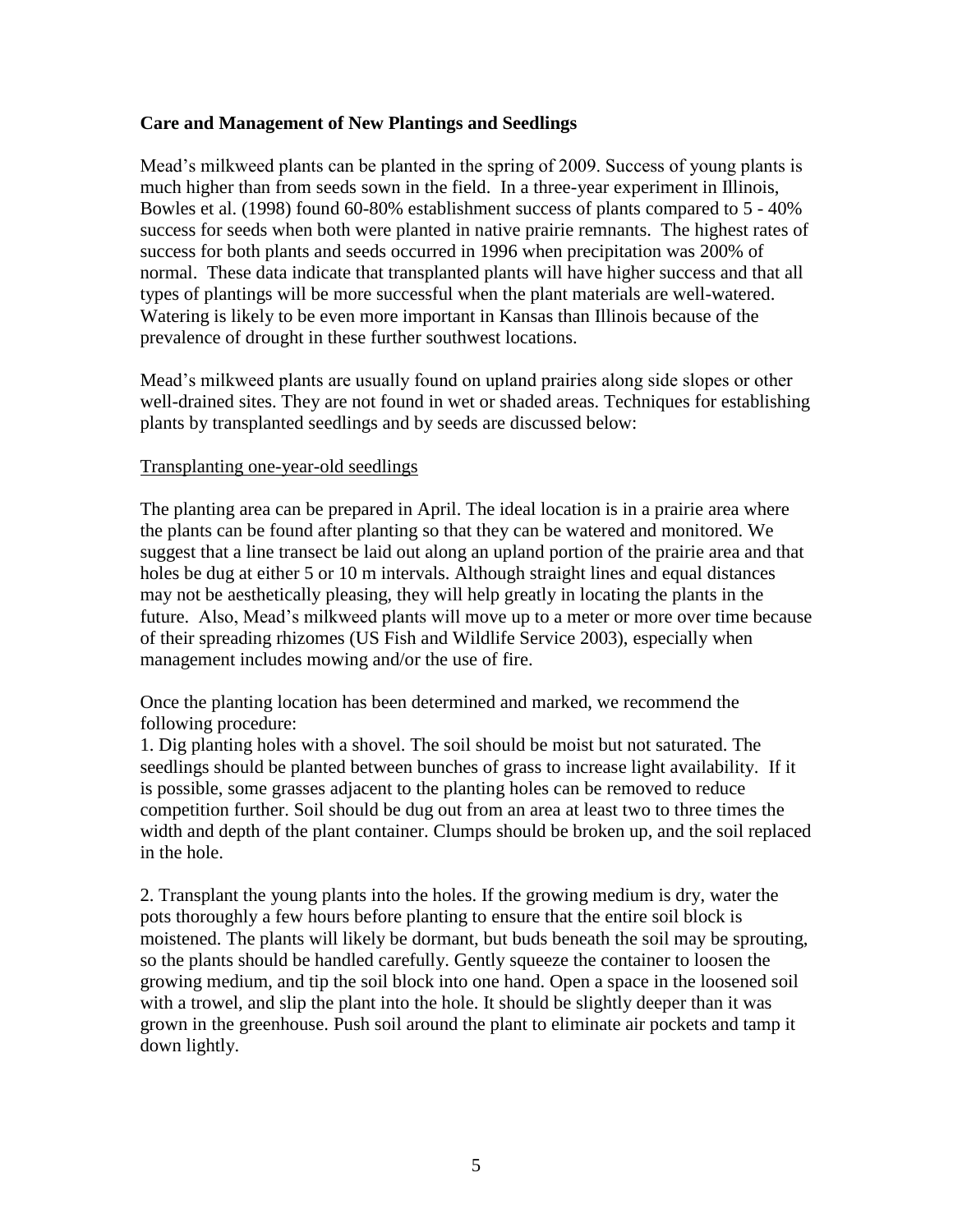**Care and Management of New Plantings and Seedlings**

Mead's milkweed plants can be planted in the spring of 2009. Success of young plants is much higher than from seeds sown in the field. In a three-year experiment in Illinois, Bowles et al. (1998) found 60-80% establishment success of plants compared to 5 - 40% success for seeds when both were planted in native prairie remnants. The highest rates of success for both plants and seeds occurred in 1996 when precipitation was 200% of normal. These data indicate that transplanted plants will have higher success and that all types of plantings will be more successful when the plant materials are well-watered. Watering is likely to be even more important in Kansas than Illinois because of the prevalence of drought in these further southwest locations.

Mead's milkweed plants are usually found on upland prairies along side slopes or other well-drained sites. They are not found in wet or shaded areas. Techniques for establishing plants by transplanted seedlings and by seeds are discussed below:

<u>Transplanting one-year-old seedlings</u>

The planting area can be prepared in April. The ideal location is in a prairie area where the plants can be found after planting so that they can be watered and monitored. We suggest that a line transect be laid out along an upland portion of the prairie area and that holes be dug at either 5 or 10 m intervals. Although straight lines and equal distances may not be aesthetically pleasing, they will help greatly in locating the plants in the future. Also, Mead's milkweed plants will move up to a meter or more over time because of their spreading rhizomes (US Fish and Wildlife Service 2003), especially when management includes mowing and/or the use of fire.

Once the planting location has been determined and marked, we recommend the following procedure:

1. Dig planting holes with a shovel. The soil should be moist but not saturated. The seedlings should be planted between bunches of grass to increase light availability. If it is possible, some grasses adjacent to the planting holes can be removed to reduce competition further. Soil should be dug out from an area at least two to three times the width and depth of the plant container. Clumps should be broken up, and the soil replaced in the hole.

2. Transplant the young plants into the holes. If the growing medium is dry, water the pots thoroughly a few hours before planting to ensure that the entire soil block is moistened. The plants will likely be dormant, but buds beneath the soil may be sprouting, so the plants should be handled carefully. Gently squeeze the container to loosen the growing medium, and tip the soil block into one hand. Open a space in the loosened soil with a trowel, and slip the plant into the hole. It should be slightly deeper than it was grown in the greenhouse. Push soil around the plant to eliminate air pockets and tamp it down lightly.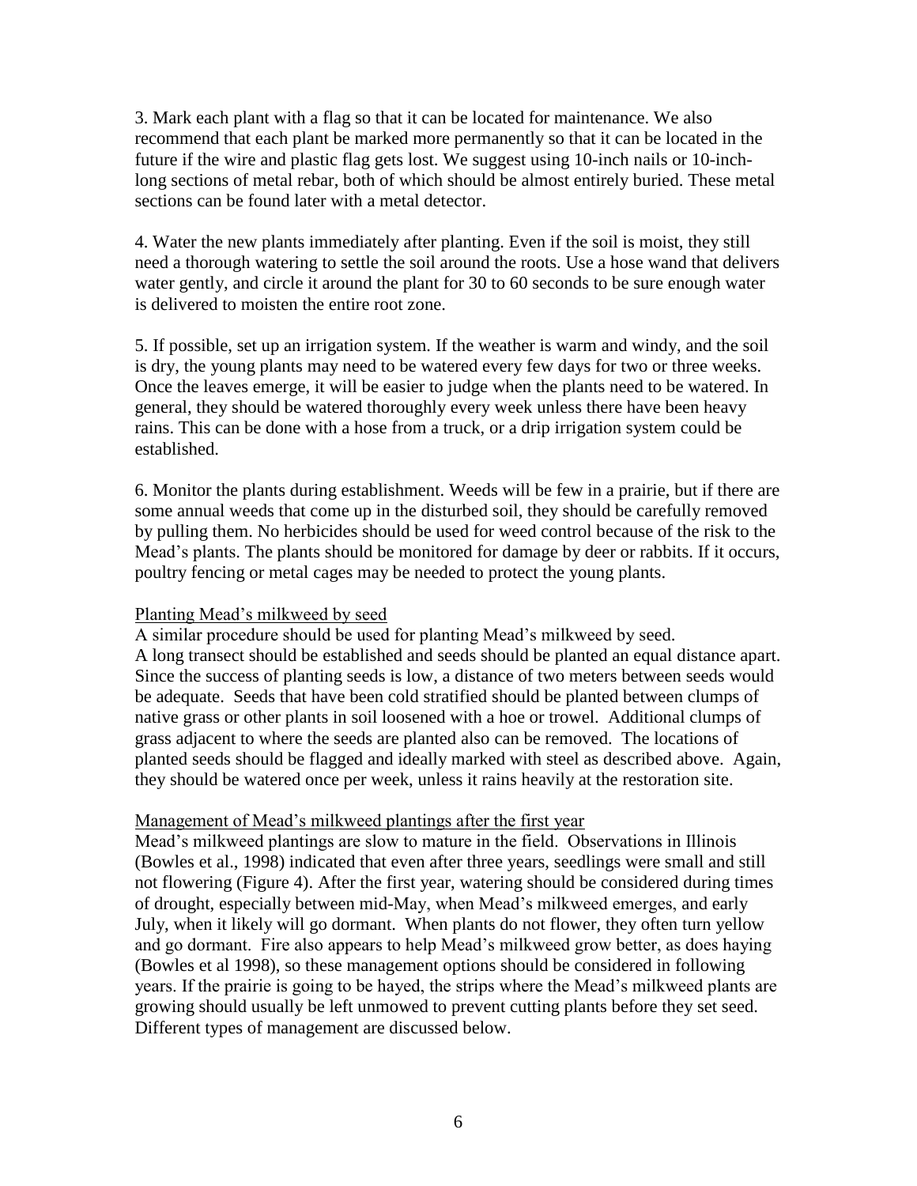3. Mark each plant with a flag so that it can be located for maintenance. We also recommend that each plant be marked more permanently so that it can be located in the future if the wire and plastic flag gets lost. We suggest using 10-inch nails or 10-inch-long sections of metal rebar, both of which should be almost entirely buried. These metal sections can be found later with a metal detector.

4. Water the new plants immediately after planting. Even if the soil is moist, they still need a thorough watering to settle the soil around the roots. Use a hose wand that delivers water gently, and circle it around the plant for 30 to 60 seconds to be sure enough water is delivered to moisten the entire root zone.

5. If possible, set up an irrigation system. If the weather is warm and windy, and the soil is dry, the young plants may need to be watered every few days for two or three weeks. Once the leaves emerge, it will be easier to judge when the plants need to be watered. In general, they should be watered thoroughly every week unless there have been heavy rains. This can be done with a hose from a truck, or a drip irrigation system could be established.

6. Monitor the plants during establishment. Weeds will be few in a prairie, but if there are some annual weeds that come up in the disturbed soil, they should be carefully removed by pulling them. No herbicides should be used for weed control because of the risk to the Mead's plants. The plants should be monitored for damage by deer or rabbits. If it occurs, poultry fencing or metal cages may be needed to protect the young plants.

Planting Mead's milkweed by seed

A similar procedure should be used for planting Mead's milkweed by seed. A long transect should be established and seeds should be planted an equal distance apart. Since the success of planting seeds is low, a distance of two meters between seeds would be adequate. Seeds that have been cold stratified should be planted between clumps of native grass or other plants in soil loosened with a hoe or trowel. Additional clumps of grass adjacent to where the seeds are planted also can be removed. The locations of planted seeds should be flagged and ideally marked with steel as described above. Again, they should be watered once per week, unless it rains heavily at the restoration site.

Management of Mead's milkweed plantings after the first year

Mead's milkweed plantings are slow to mature in the field. Observations in Illinois (Bowles et al., 1998) indicated that even after three years, seedlings were small and still not flowering (Figure 4). After the first year, watering should be considered during times of drought, especially between mid-May, when Mead's milkweed emerges, and early July, when it likely will go dormant. When plants do not flower, they often turn yellow and go dormant. Fire also appears to help Mead's milkweed grow better, as does haying (Bowles et al 1998), so these management options should be considered in following years. If the prairie is going to be hayed, the strips where the Mead's milkweed plants are growing should usually be left unmowed to prevent cutting plants before they set seed. Different types of management are discussed below.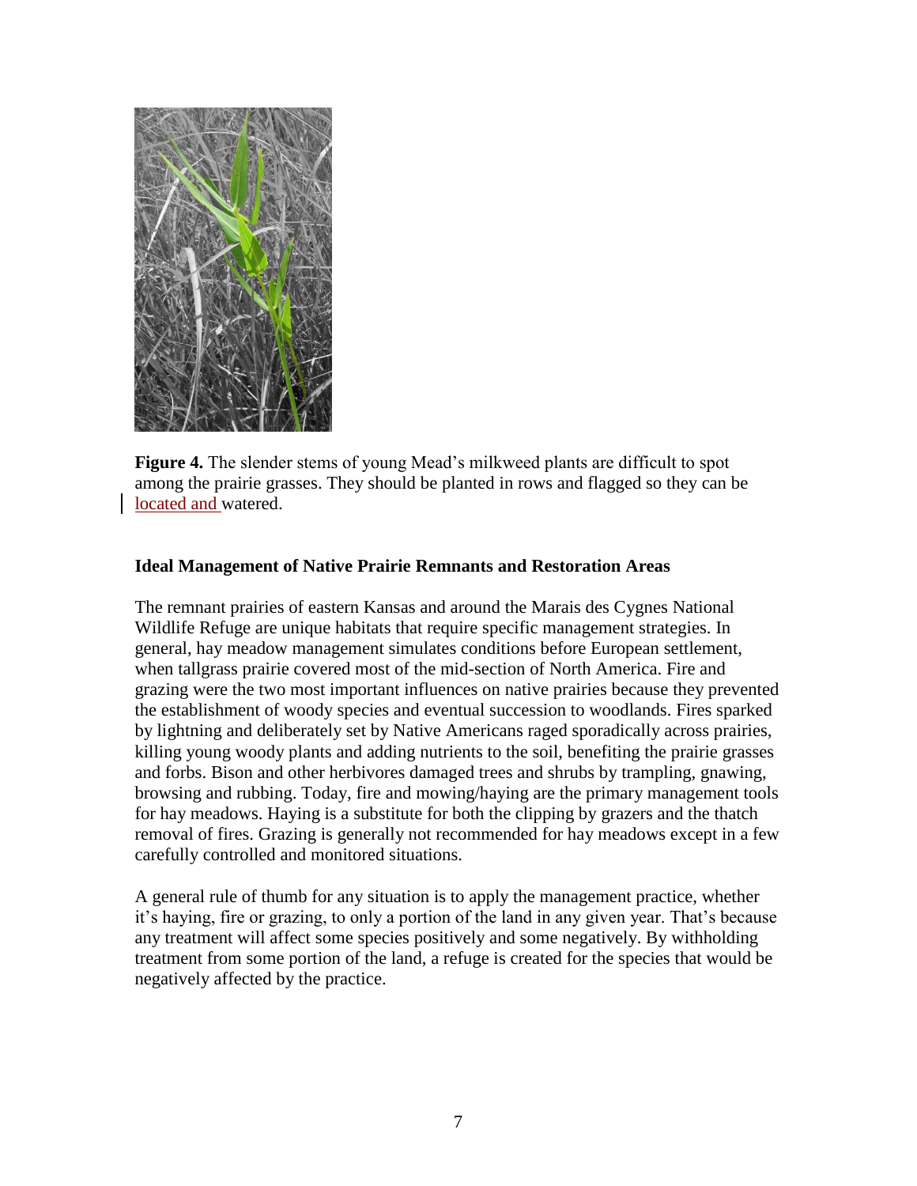**Figure 4.** The slender stems of young Mead's milkweed plants are difficult to spot among the prairie grasses. They should be planted in rows and flagged so they can be located and watered.

### Ideal Management of Native Prairie Remnants and Restoration Areas

The remnant prairies of eastern Kansas and around the Marais des Cygnes National Wildlife Refuge are unique habitats that require specific management strategies. In general, hay meadow management simulates conditions before European settlement, when tallgrass prairie covered most of the mid-section of North America. Fire and grazing were the two most important influences on native prairies because they prevented the establishment of woody species and eventual succession to woodlands. Fires sparked by lightning and deliberately set by Native Americans raged sporadically across prairies, killing young woody plants and adding nutrients to the soil, benefiting the prairie grasses and forbs. Bison and other herbivores damaged trees and shrubs by trampling, gnawing, browsing and rubbing. Today, fire and mowing/haying are the primary management tools for hay meadows. Haying is a substitute for both the clipping by grazers and the thatch removal of fires. Grazing is generally not recommended for hay meadows except in a few carefully controlled and monitored situations.

A general rule of thumb for any situation is to apply the management practice, whether it's haying, fire or grazing, to only a portion of the land in any given year. That's because any treatment will affect some species positively and some negatively. By withholding treatment from some portion of the land, a refuge is created for the species that would be negatively affected by the practice.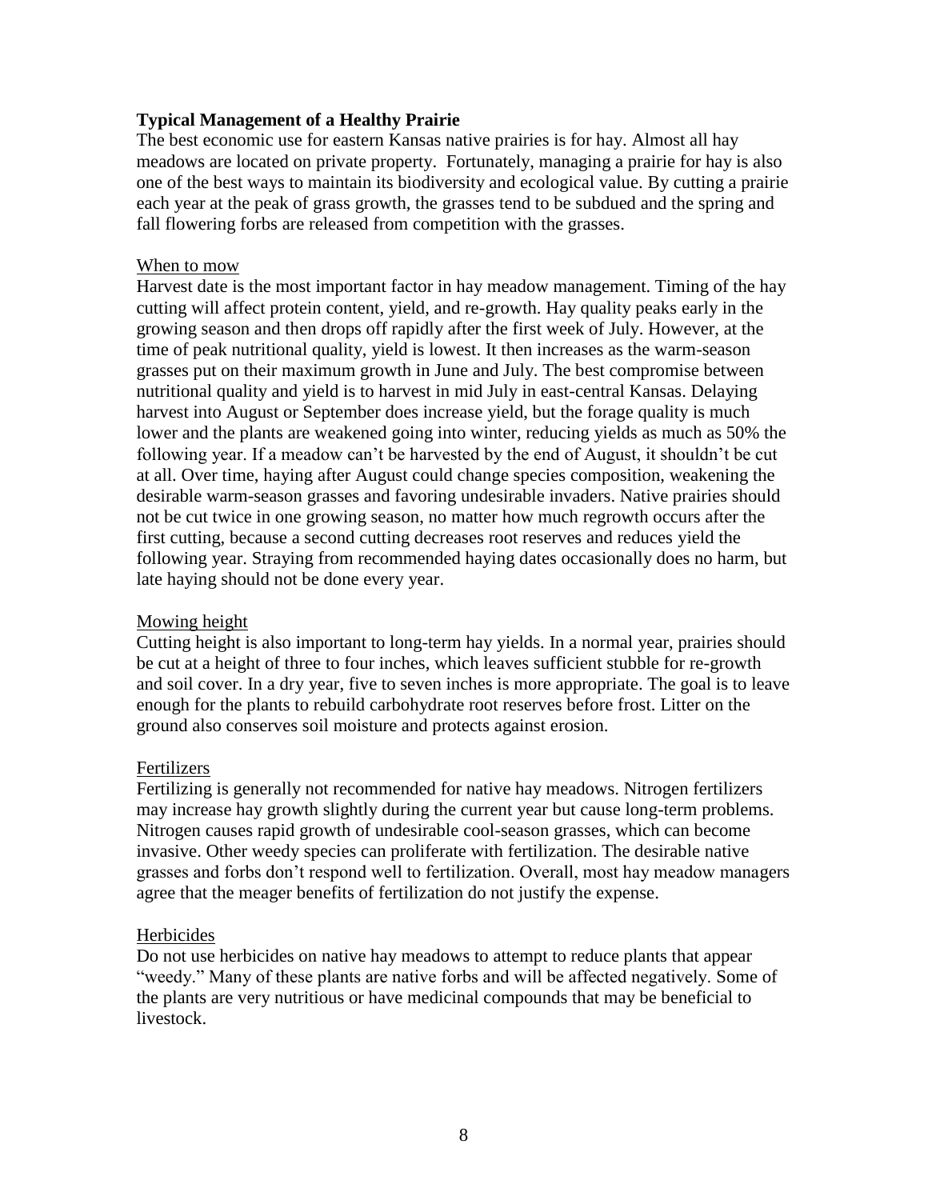## Typical Management of a Healthy Prairie

The best economic use for eastern Kansas native prairies is for hay. Almost all hay meadows are located on private property. Fortunately, managing a prairie for hay is also one of the best ways to maintain its biodiversity and ecological value. By cutting a prairie each year at the peak of grass growth, the grasses tend to be subdued and the spring and fall flowering forbs are released from competition with the grasses.

### When to mow

Harvest date is the most important factor in hay meadow management. Timing of the hay cutting will affect protein content, yield, and re-growth. Hay quality peaks early in the growing season and then drops off rapidly after the first week of July. However, at the time of peak nutritional quality, yield is lowest. It then increases as the warm-season grasses put on their maximum growth in June and July. The best compromise between nutritional quality and yield is to harvest in mid July in east-central Kansas. Delaying harvest into August or September does increase yield, but the forage quality is much lower and the plants are weakened going into winter, reducing yields as much as 50% the following year. If a meadow can't be harvested by the end of August, it shouldn't be cut at all. Over time, haying after August could change species composition, weakening the desirable warm-season grasses and favoring undesirable invaders. Native prairies should not be cut twice in one growing season, no matter how much regrowth occurs after the first cutting, because a second cutting decreases root reserves and reduces yield the following year. Straying from recommended haying dates occasionally does no harm, but late haying should not be done every year.

### Mowing height

Cutting height is also important to long-term hay yields. In a normal year, prairies should be cut at a height of three to four inches, which leaves sufficient stubble for re-growth and soil cover. In a dry year, five to seven inches is more appropriate. The goal is to leave enough for the plants to rebuild carbohydrate root reserves before frost. Litter on the ground also conserves soil moisture and protects against erosion.

### Fertilizers

Fertilizing is generally not recommended for native hay meadows. Nitrogen fertilizers may increase hay growth slightly during the current year but cause long-term problems. Nitrogen causes rapid growth of undesirable cool-season grasses, which can become invasive. Other weedy species can proliferate with fertilization. The desirable native grasses and forbs don't respond well to fertilization. Overall, most hay meadow managers agree that the meager benefits of fertilization do not justify the expense.

### Herbicides

Do not use herbicides on native hay meadows to attempt to reduce plants that appear "weedy." Many of these plants are native forbs and will be affected negatively. Some of the plants are very nutritious or have medicinal compounds that may be beneficial to livestock.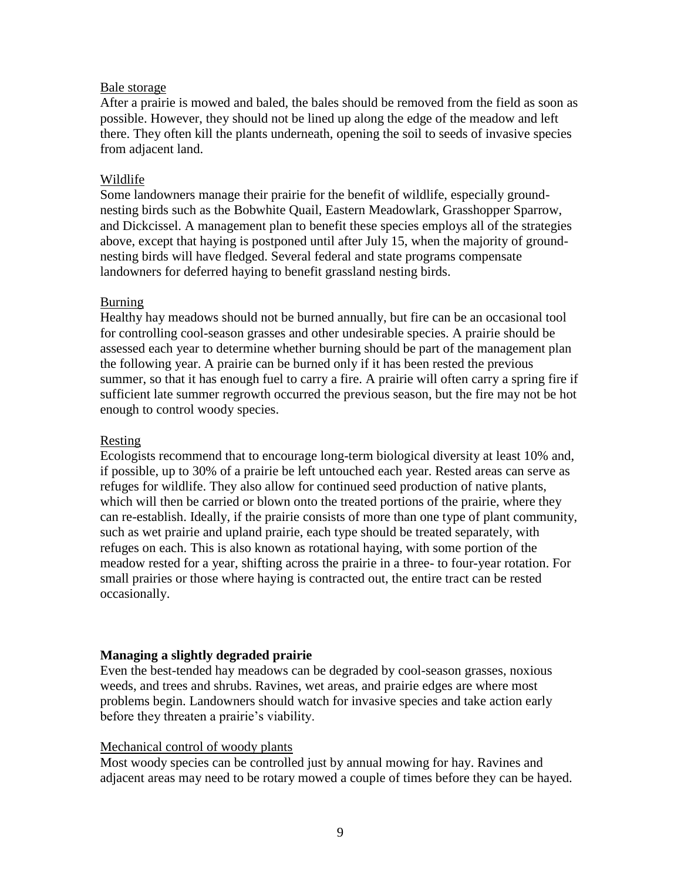Bale storage

After a prairie is mowed and baled, the bales should be removed from the field as soon as possible. However, they should not be lined up along the edge of the meadow and left there. They often kill the plants underneath, opening the soil to seeds of invasive species from adjacent land.

Wildlife

Some landowners manage their prairie for the benefit of wildlife, especially ground-nesting birds such as the Bobwhite Quail, Eastern Meadowlark, Grasshopper Sparrow, and Dickcissel. A management plan to benefit these species employs all of the strategies above, except that haying is postponed until after July 15, when the majority of ground-nesting birds will have fledged. Several federal and state programs compensate landowners for deferred haying to benefit grassland nesting birds.

Burning

Healthy hay meadows should not be burned annually, but fire can be an occasional tool for controlling cool-season grasses and other undesirable species. A prairie should be assessed each year to determine whether burning should be part of the management plan the following year. A prairie can be burned only if it has been rested the previous summer, so that it has enough fuel to carry a fire. A prairie will often carry a spring fire if sufficient late summer regrowth occurred the previous season, but the fire may not be hot enough to control woody species.

Resting

Ecologists recommend that to encourage long-term biological diversity at least 10% and, if possible, up to 30% of a prairie be left untouched each year. Rested areas can serve as refuges for wildlife. They also allow for continued seed production of native plants, which will then be carried or blown onto the treated portions of the prairie, where they can re-establish. Ideally, if the prairie consists of more than one type of plant community, such as wet prairie and upland prairie, each type should be treated separately, with refuges on each. This is also known as rotational haying, with some portion of the meadow rested for a year, shifting across the prairie in a three- to four-year rotation. For small prairies or those where haying is contracted out, the entire tract can be rested occasionally.

## Managing a slightly degraded prairie

Even the best-tended hay meadows can be degraded by cool-season grasses, noxious weeds, and trees and shrubs. Ravines, wet areas, and prairie edges are where most problems begin. Landowners should watch for invasive species and take action early before they threaten a prairie's viability.

Mechanical control of woody plants

Most woody species can be controlled just by annual mowing for hay. Ravines and adjacent areas may need to be rotary mowed a couple of times before they can be hayed.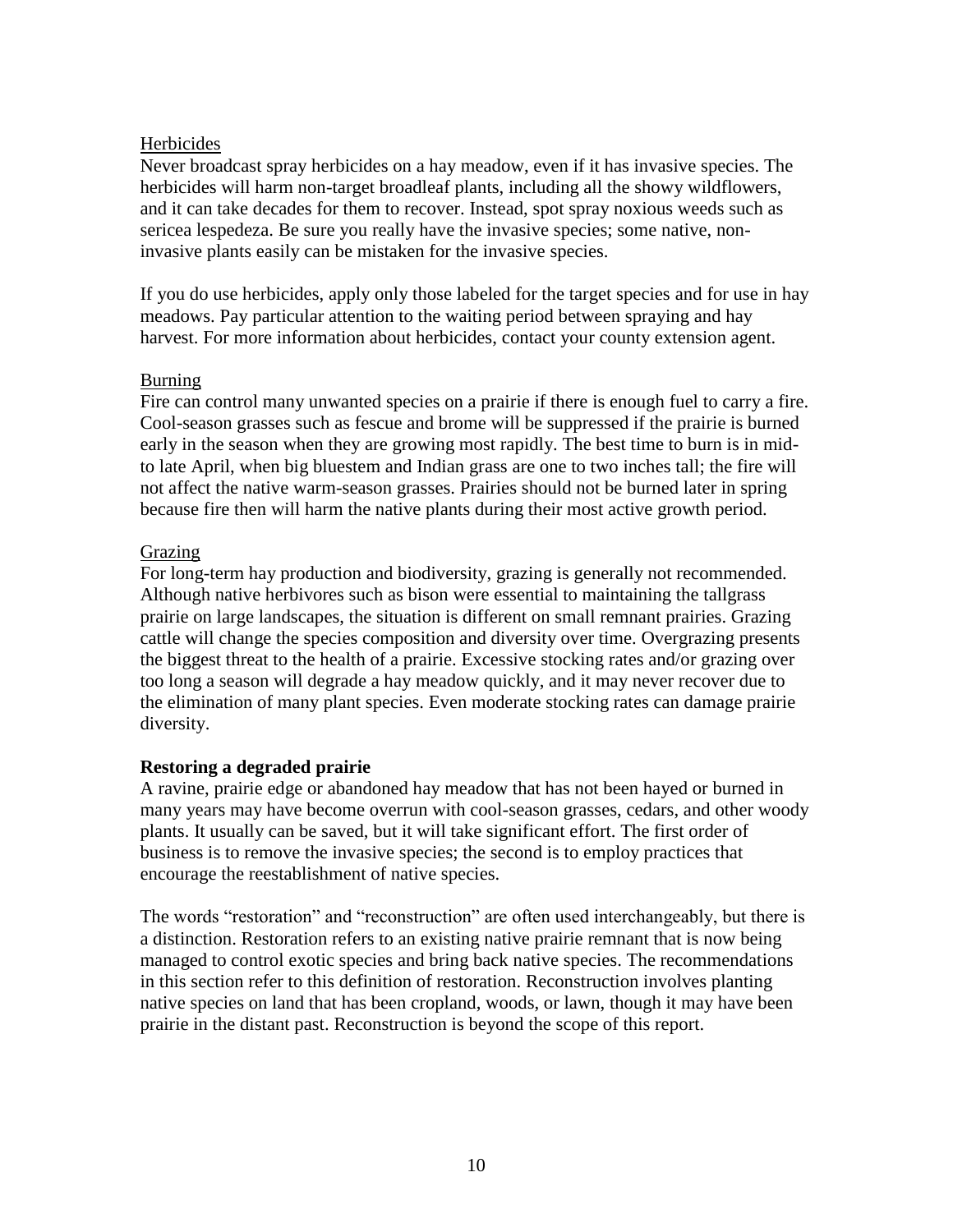Herbicides

Never broadcast spray herbicides on a hay meadow, even if it has invasive species. The herbicides will harm non-target broadleaf plants, including all the showy wildflowers, and it can take decades for them to recover. Instead, spot spray noxious weeds such as sericea lespedeza. Be sure you really have the invasive species; some native, non-invasive plants easily can be mistaken for the invasive species.

If you do use herbicides, apply only those labeled for the target species and for use in hay meadows. Pay particular attention to the waiting period between spraying and hay harvest. For more information about herbicides, contact your county extension agent.

Burning

Fire can control many unwanted species on a prairie if there is enough fuel to carry a fire. Cool-season grasses such as fescue and brome will be suppressed if the prairie is burned early in the season when they are growing most rapidly. The best time to burn is in mid- to late April, when big bluestem and Indian grass are one to two inches tall; the fire will not affect the native warm-season grasses. Prairies should not be burned later in spring because fire then will harm the native plants during their most active growth period.

Grazing

For long-term hay production and biodiversity, grazing is generally not recommended. Although native herbivores such as bison were essential to maintaining the tallgrass prairie on large landscapes, the situation is different on small remnant prairies. Grazing cattle will change the species composition and diversity over time. Overgrazing presents the biggest threat to the health of a prairie. Excessive stocking rates and/or grazing over too long a season will degrade a hay meadow quickly, and it may never recover due to the elimination of many plant species. Even moderate stocking rates can damage prairie diversity.

**Restoring a degraded prairie**

A ravine, prairie edge or abandoned hay meadow that has not been hayed or burned in many years may have become overrun with cool-season grasses, cedars, and other woody plants. It usually can be saved, but it will take significant effort. The first order of business is to remove the invasive species; the second is to employ practices that encourage the reestablishment of native species.

The words "restoration" and "reconstruction" are often used interchangeably, but there is a distinction. Restoration refers to an existing native prairie remnant that is now being managed to control exotic species and bring back native species. The recommendations in this section refer to this definition of restoration. Reconstruction involves planting native species on land that has been cropland, woods, or lawn, though it may have been prairie in the distant past. Reconstruction is beyond the scope of this report.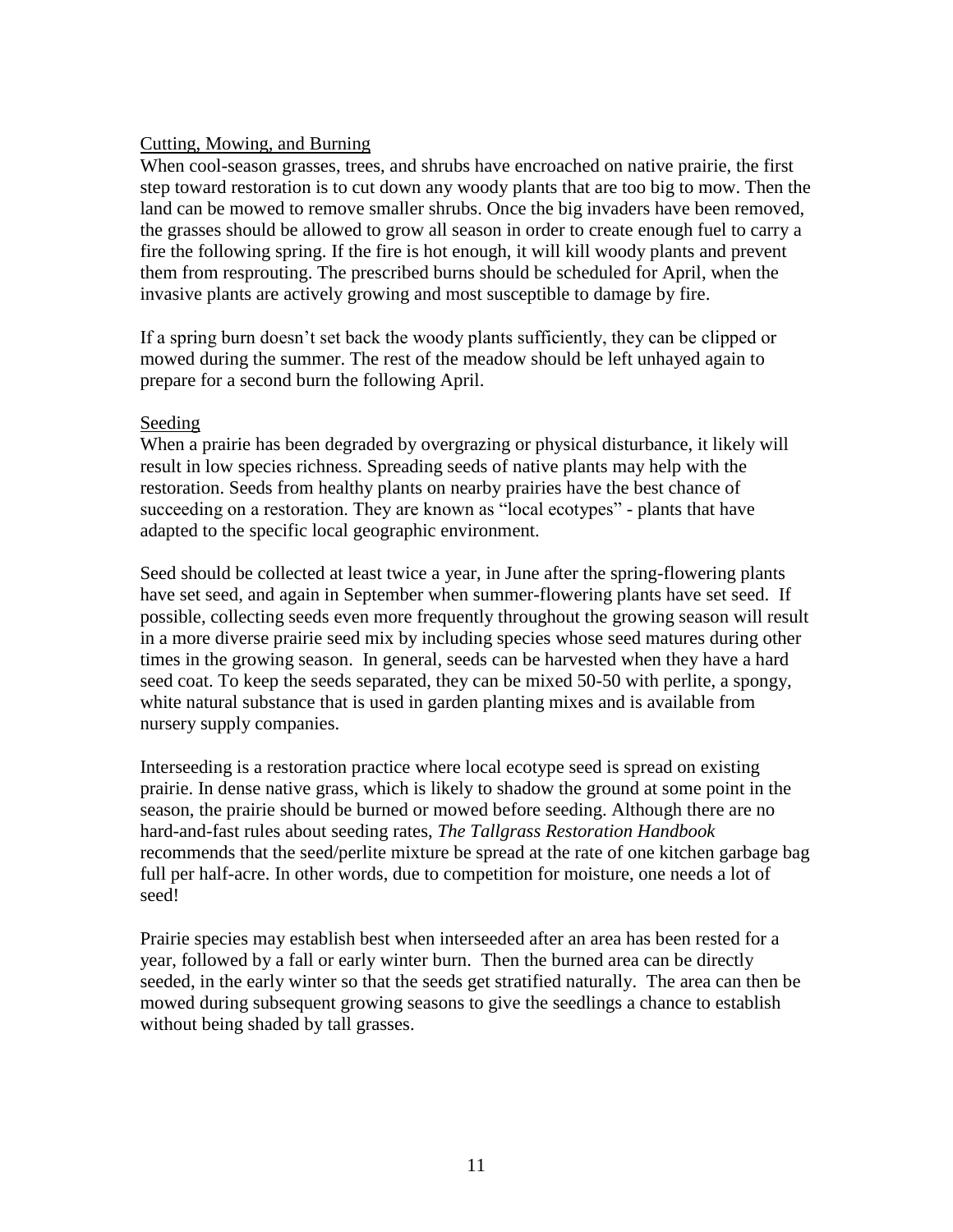## Cutting, Mowing, and Burning

When cool-season grasses, trees, and shrubs have encroached on native prairie, the first step toward restoration is to cut down any woody plants that are too big to mow. Then the land can be mowed to remove smaller shrubs. Once the big invaders have been removed, the grasses should be allowed to grow all season in order to create enough fuel to carry a fire the following spring. If the fire is hot enough, it will kill woody plants and prevent them from resprouting. The prescribed burns should be scheduled for April, when the invasive plants are actively growing and most susceptible to damage by fire.

If a spring burn doesn't set back the woody plants sufficiently, they can be clipped or mowed during the summer. The rest of the meadow should be left unhayed again to prepare for a second burn the following April.

## Seeding

When a prairie has been degraded by overgrazing or physical disturbance, it likely will result in low species richness. Spreading seeds of native plants may help with the restoration. Seeds from healthy plants on nearby prairies have the best chance of succeeding on a restoration. They are known as "local ecotypes" - plants that have adapted to the specific local geographic environment.

Seed should be collected at least twice a year, in June after the spring-flowering plants have set seed, and again in September when summer-flowering plants have set seed. If possible, collecting seeds even more frequently throughout the growing season will result in a more diverse prairie seed mix by including species whose seed matures during other times in the growing season. In general, seeds can be harvested when they have a hard seed coat. To keep the seeds separated, they can be mixed 50-50 with perlite, a spongy, white natural substance that is used in garden planting mixes and is available from nursery supply companies.

Interseeding is a restoration practice where local ecotype seed is spread on existing prairie. In dense native grass, which is likely to shadow the ground at some point in the season, the prairie should be burned or mowed before seeding. Although there are no hard-and-fast rules about seeding rates, *The Tallgrass Restoration Handbook* recommends that the seed/perlite mixture be spread at the rate of one kitchen garbage bag full per half-acre. In other words, due to competition for moisture, one needs a lot of seed!

Prairie species may establish best when interseeded after an area has been rested for a year, followed by a fall or early winter burn. Then the burned area can be directly seeded, in the early winter so that the seeds get stratified naturally. The area can then be mowed during subsequent growing seasons to give the seedlings a chance to establish without being shaded by tall grasses.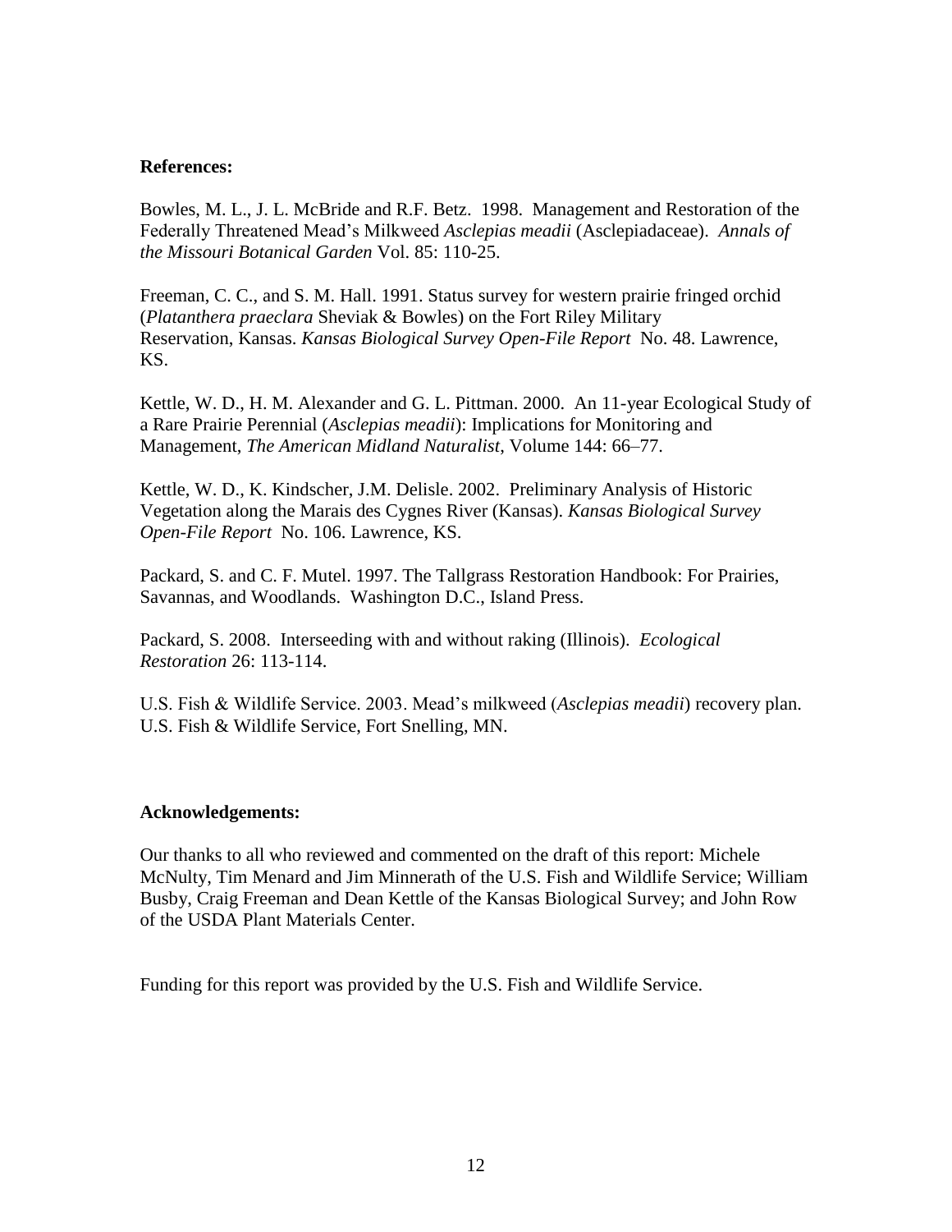**References:**

Bowles, M. L., J. L. McBride and R.F. Betz. 1998. Management and Restoration of the Federally Threatened Mead's Milkweed *Asclepias meadii* (Asclepiadaceae). *Annals of the Missouri Botanical Garden* Vol. 85: 110-25.

Freeman, C. C., and S. M. Hall. 1991. Status survey for western prairie fringed orchid (*Platanthera praeclara* Sheviak & Bowles) on the Fort Riley Military Reservation, Kansas. *Kansas Biological Survey Open-File Report* No. 48. Lawrence, KS.

Kettle, W. D., H. M. Alexander and G. L. Pittman. 2000. An 11-year Ecological Study of a Rare Prairie Perennial (*Asclepias meadii*): Implications for Monitoring and Management, *The American Midland Naturalist*, Volume 144: 66–77.

Kettle, W. D., K. Kindscher, J.M. Delisle. 2002. Preliminary Analysis of Historic Vegetation along the Marais des Cygnes River (Kansas). *Kansas Biological Survey Open-File Report* No. 106. Lawrence, KS.

Packard, S. and C. F. Mutel. 1997. The Tallgrass Restoration Handbook: For Prairies, Savannas, and Woodlands. Washington D.C., Island Press.

Packard, S. 2008. Interseeding with and without raking (Illinois). *Ecological Restoration* 26: 113-114.

U.S. Fish & Wildlife Service. 2003. Mead's milkweed (*Asclepias meadii*) recovery plan. U.S. Fish & Wildlife Service, Fort Snelling, MN.

**Acknowledgements:**

Our thanks to all who reviewed and commented on the draft of this report: Michele McNulty, Tim Menard and Jim Minnerath of the U.S. Fish and Wildlife Service; William Busby, Craig Freeman and Dean Kettle of the Kansas Biological Survey; and John Row of the USDA Plant Materials Center.

Funding for this report was provided by the U.S. Fish and Wildlife Service.